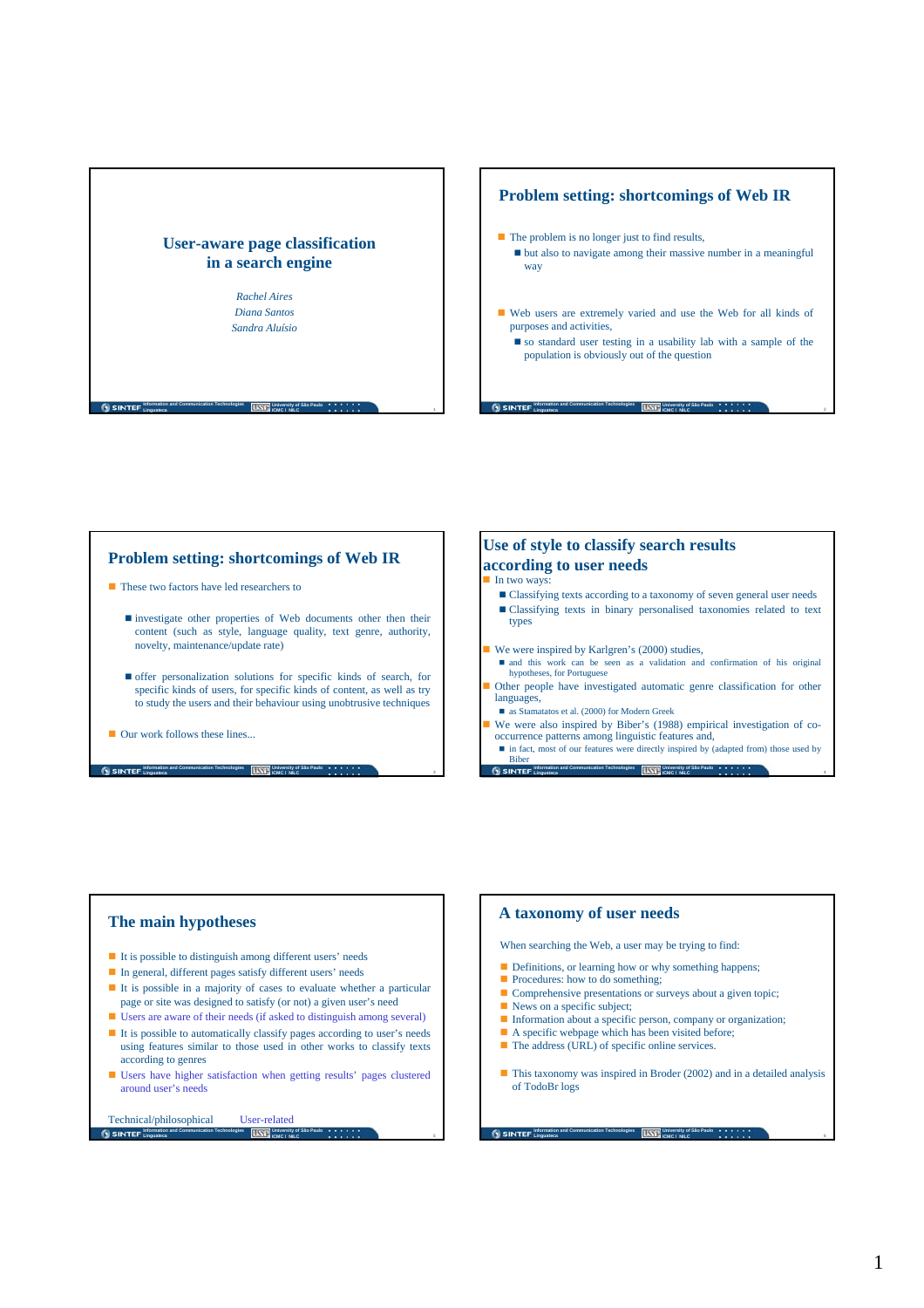# User-aware page classification in a search engine

*Rachel Aires*
*Diana Santos*
*Sandra Aluísio*

## Problem setting: shortcomings of Web IR

- The problem is no longer just to find results,
  - but also to navigate among their massive number in a meaningful way
- Web users are extremely varied and use the Web for all kinds of purposes and activities,
  - so standard user testing in a usability lab with a sample of the population is obviously out of the question

## Problem setting: shortcomings of Web IR

- These two factors have led researchers to
  - investigate other properties of Web documents other then their content (such as style, language quality, text genre, authority, novelty, maintenance/update rate)
  - offer personalization solutions for specific kinds of search, for specific kinds of users, for specific kinds of content, as well as try to study the users and their behaviour using unobtrusive techniques
- Our work follows these lines...

## Use of style to classify search results according to user needs

- In two ways:
  - Classifying texts according to a taxonomy of seven general user needs
  - Classifying texts in binary personalised taxonomies related to text types
- We were inspired by Karlgren's (2000) studies,
  - and this work can be seen as a validation and confirmation of his original hypotheses, for Portuguese
- Other people have investigated automatic genre classification for other languages,
  - as Stamatatos et al. (2000) for Modern Greek
- We were also inspired by Biber's (1988) empirical investigation of co-occurrence patterns among linguistic features and,
  - in fact, most of our features were directly inspired by (adapted from) those used by Biber

## The main hypotheses

- It is possible to distinguish among different users' needs
- In general, different pages satisfy different users' needs
- It is possible in a majority of cases to evaluate whether a particular page or site was designed to satisfy (or not) a given user's need
- Users are aware of their needs (if asked to distinguish among several)
- It is possible to automatically classify pages according to user's needs using features similar to those used in other works to classify texts according to genres
- Users have higher satisfaction when getting results' pages clustered around user's needs

Technical/philosophical     User-related

## A taxonomy of user needs

When searching the Web, a user may be trying to find:

- Definitions, or learning how or why something happens;
- Procedures: how to do something;
- Comprehensive presentations or surveys about a given topic;
- News on a specific subject;
- Information about a specific person, company or organization;
- A specific webpage which has been visited before;
- The address (URL) of specific online services.
- This taxonomy was inspired in Broder (2002) and in a detailed analysis of TodoBr logs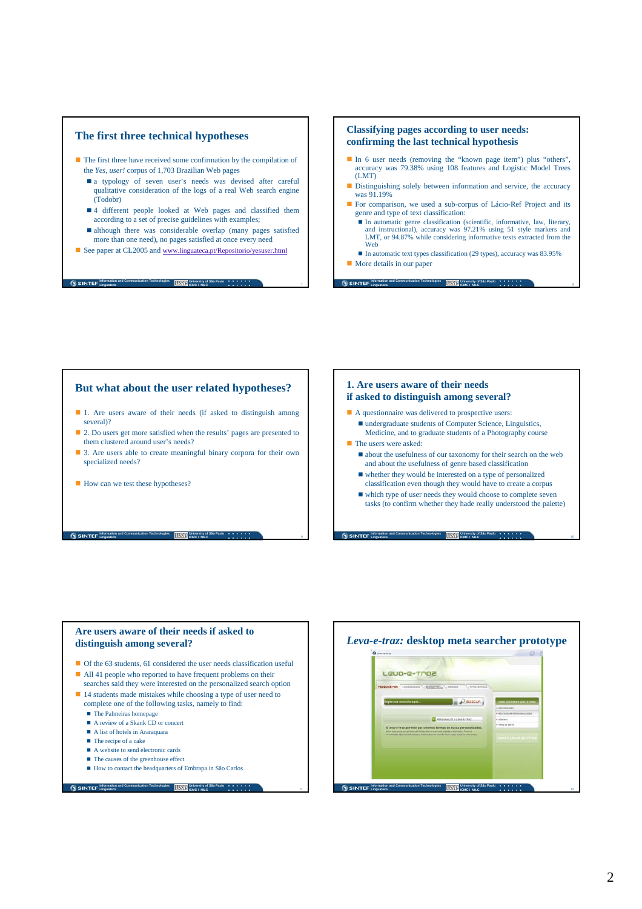## The first three technical hypotheses

- The first three have received some confirmation by the compilation of the *Yes, user!* corpus of 1,703 Brazilian Web pages
  - a typology of seven user's needs was devised after careful qualitative consideration of the logs of a real Web search engine (Todobr)
  - 4 different people looked at Web pages and classified them according to a set of precise guidelines with examples;
  - although there was considerable overlap (many pages satisfied more than one need), no pages satisfied at once every need
- See paper at CL2005 and www.linguateca.pt/Repositorio/yesuser.html

## Classifying pages according to user needs: confirming the last technical hypothesis

- In 6 user needs (removing the "known page item") plus "others", accuracy was 79.38% using 108 features and Logistic Model Trees (LMT)
- Distinguishing solely between information and service, the accuracy was 91.19%
- For comparison, we used a sub-corpus of Lácio-Ref Project and its genre and type of text classification:
  - In automatic genre classification (scientific, informative, law, literary, and instructional), accuracy was 97.21% using 51 style markers and LMT, or 94.87% while considering informative texts extracted from the Web
  - In automatic text types classification (29 types), accuracy was 83.95%
- More details in our paper

## But what about the user related hypotheses?

- 1. Are users aware of their needs (if asked to distinguish among several)?
- 2. Do users get more satisfied when the results' pages are presented to them clustered around user's needs?
- 3. Are users able to create meaningful binary corpora for their own specialized needs?
- How can we test these hypotheses?

## 1. Are users aware of their needs if asked to distinguish among several?

- A questionnaire was delivered to prospective users:
  - undergraduate students of Computer Science, Linguistics, Medicine, and to graduate students of a Photography course
- The users were asked:
  - about the usefulness of our taxonomy for their search on the web and about the usefulness of genre based classification
  - whether they would be interested on a type of personalized classification even though they would have to create a corpus
  - which type of user needs they would choose to complete seven tasks (to confirm whether they hade really understood the palette)

## Are users aware of their needs if asked to distinguish among several?

- Of the 63 students, 61 considered the user needs classification useful
- All 41 people who reported to have frequent problems on their searches said they were interested on the personalized search option
- 14 students made mistakes while choosing a type of user need to complete one of the following tasks, namely to find:
  - The Palmeiras homepage
  - A review of a Skank CD or concert
  - A list of hotels in Araraquara
  - The recipe of a cake
  - A website to send electronic cards
  - The causes of the greenhouse effect
  - How to contact the headquarters of Embrapa in São Carlos

## *Leva-e-traz:* desktop meta searcher prototype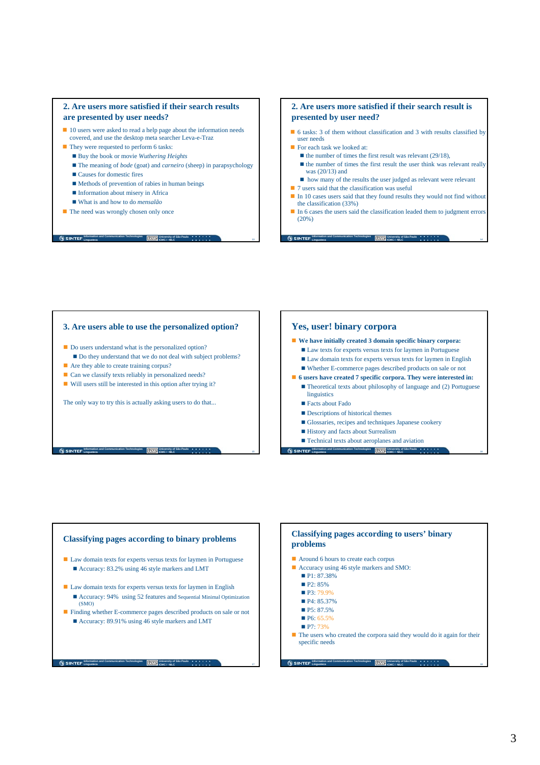## 2. Are users more satisfied if their search results are presented by user needs?

- 10 users were asked to read a help page about the information needs covered, and use the desktop meta searcher Leva-e-Traz
- They were requested to perform 6 tasks:
  - Buy the book or movie *Wuthering Heights*
  - The meaning of *bode* (goat) and *carneiro* (sheep) in parapsychology
  - Causes for domestic fires
  - Methods of prevention of rabies in human beings
  - Information about misery in Africa
  - What is and how to do *mensalão*
- The need was wrongly chosen only once

## 2. Are users more satisfied if their search result is presented by user need?

- 6 tasks: 3 of them without classification and 3 with results classified by user needs
- For each task we looked at:
  - the number of times the first result was relevant (29/18),
  - the number of times the first result the user think was relevant really was (20/13) and
  - how many of the results the user judged as relevant were relevant
- 7 users said that the classification was useful
- In 10 cases users said that they found results they would not find without the classification (33%)
- In 6 cases the users said the classification leaded them to judgment errors (20%)

## 3. Are users able to use the personalized option?

- Do users understand what is the personalized option?
  - Do they understand that we do not deal with subject problems?
- Are they able to create training corpus?
- Can we classify texts reliably in personalized needs?
- Will users still be interested in this option after trying it?

The only way to try this is actually asking users to do that...

## Yes, user! binary corpora

- **We have initially created 3 domain specific binary corpora:**
  - Law texts for experts versus texts for laymen in Portuguese
  - Law domain texts for experts versus texts for laymen in English
  - Whether E-commerce pages described products on sale or not
- **6 users have created 7 specific corpora. They were interested in:**
  - Theoretical texts about philosophy of language and (2) Portuguese linguistics
  - Facts about Fado
  - Descriptions of historical themes
  - Glossaries, recipes and techniques Japanese cookery
  - History and facts about Surrealism
  - Technical texts about aeroplanes and aviation

## Classifying pages according to binary problems

- Law domain texts for experts versus texts for laymen in Portuguese
  - Accuracy: 83.2% using 46 style markers and LMT
- Law domain texts for experts versus texts for laymen in English
  - Accuracy: 94% using 52 features and Sequential Minimal Optimization (SMO)
- Finding whether E-commerce pages described products on sale or not
  - Accuracy: 89.91% using 46 style markers and LMT

## Classifying pages according to users' binary problems

- Around 6 hours to create each corpus
- Accuracy using 46 style markers and SMO:
  - P1: 87.38%
  - P2: 85%
  - P3: 79.9%
  - P4: 85.37%
  - P5: 87.5%
  - P6: 65.5%
  - P7: 73%
- The users who created the corpora said they would do it again for their specific needs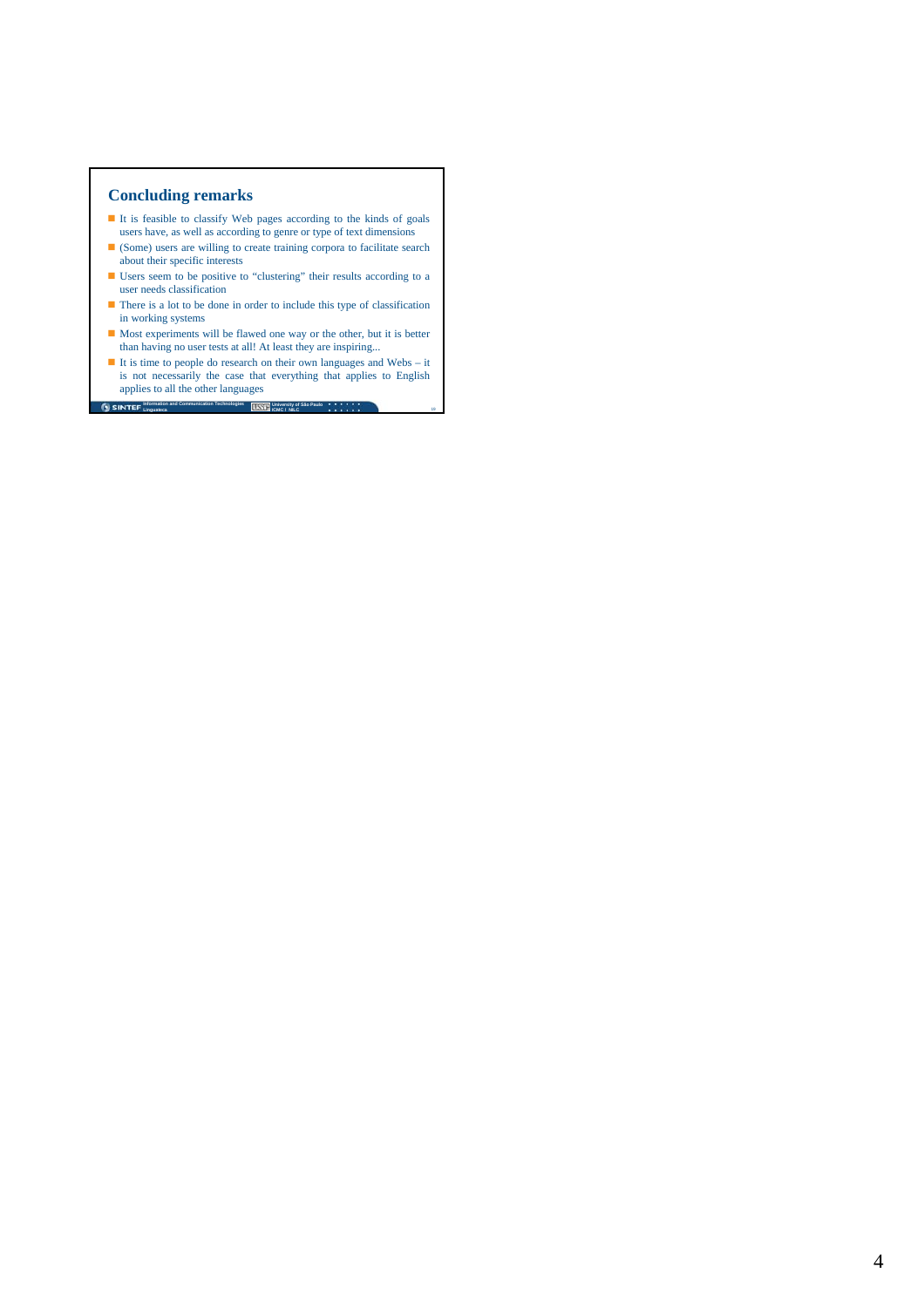## Concluding remarks

- It is feasible to classify Web pages according to the kinds of goals users have, as well as according to genre or type of text dimensions
- (Some) users are willing to create training corpora to facilitate search about their specific interests
- Users seem to be positive to "clustering" their results according to a user needs classification
- There is a lot to be done in order to include this type of classification in working systems
- Most experiments will be flawed one way or the other, but it is better than having no user tests at all! At least they are inspiring...
- It is time to people do research on their own languages and Webs – it is not necessarily the case that everything that applies to English applies to all the other languages